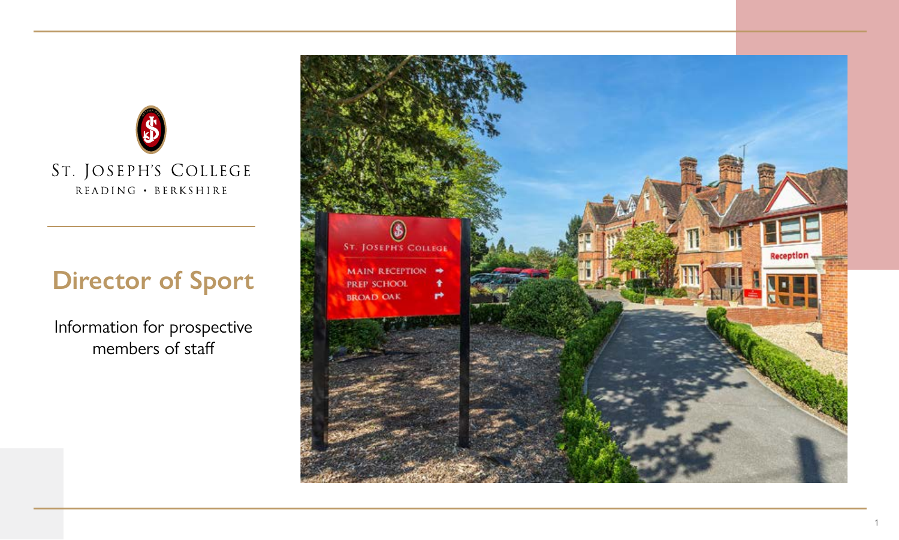ST. JOSEPH'S COLLEGE

READING • BERKSHIRE

# Director of Sport

Information for prospective members of staff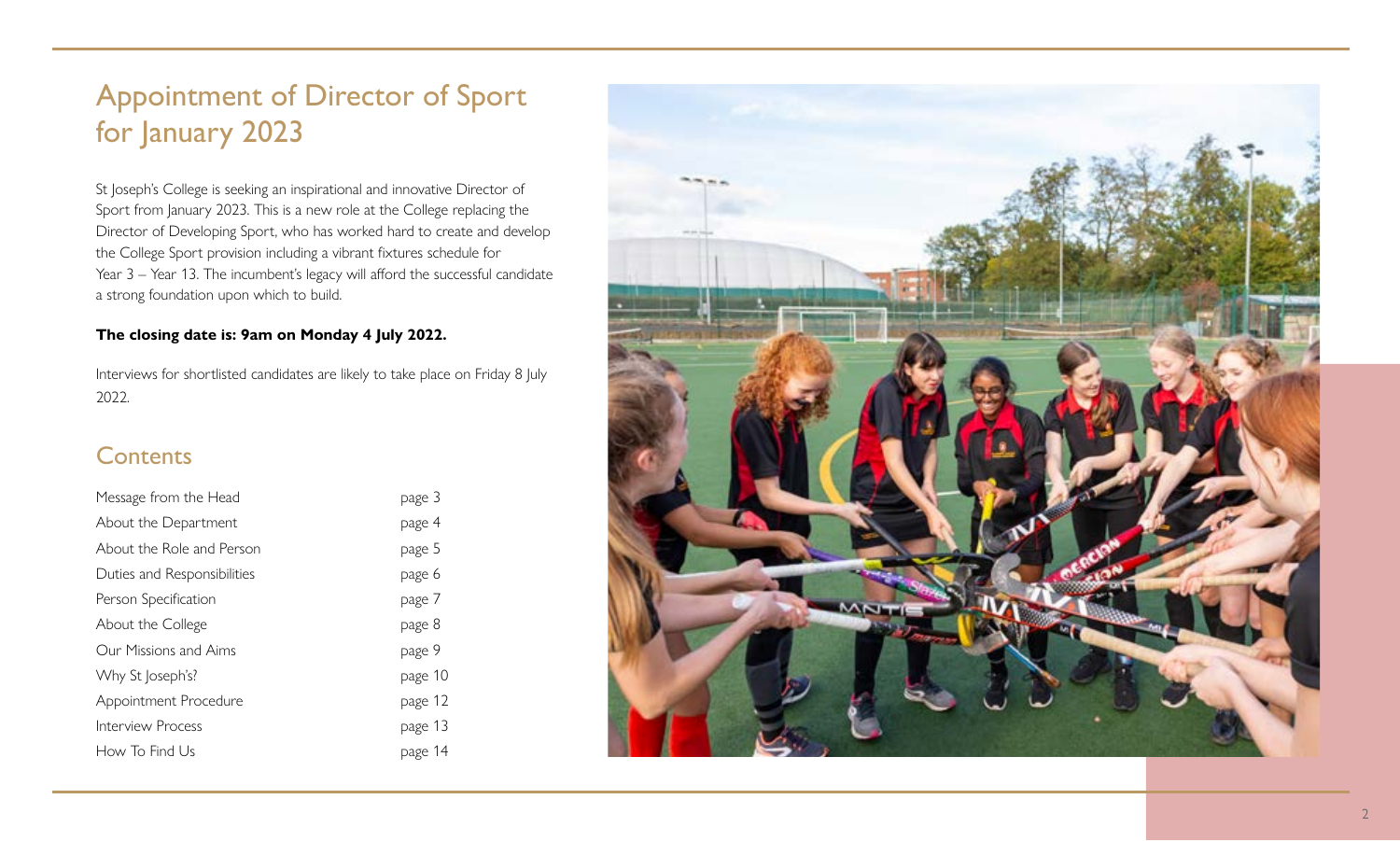# Appointment of Director of Sport for January 2023

St Joseph's College is seeking an inspirational and innovative Director of Sport from January 2023. This is a new role at the College replacing the Director of Developing Sport, who has worked hard to create and develop the College Sport provision including a vibrant fixtures schedule for Year 3 – Year 13. The incumbent's legacy will afford the successful candidate a strong foundation upon which to build.

**The closing date is: 9am on Monday 4 July 2022.**

Interviews for shortlisted candidates are likely to take place on Friday 8 July 2022.

## Contents

| | |
|---|---|
| Message from the Head | page 3 |
| About the Department | page 4 |
| About the Role and Person | page 5 |
| Duties and Responsibilities | page 6 |
| Person Specification | page 7 |
| About the College | page 8 |
| Our Missions and Aims | page 9 |
| Why St Joseph's? | page 10 |
| Appointment Procedure | page 12 |
| Interview Process | page 13 |
| How To Find Us | page 14 |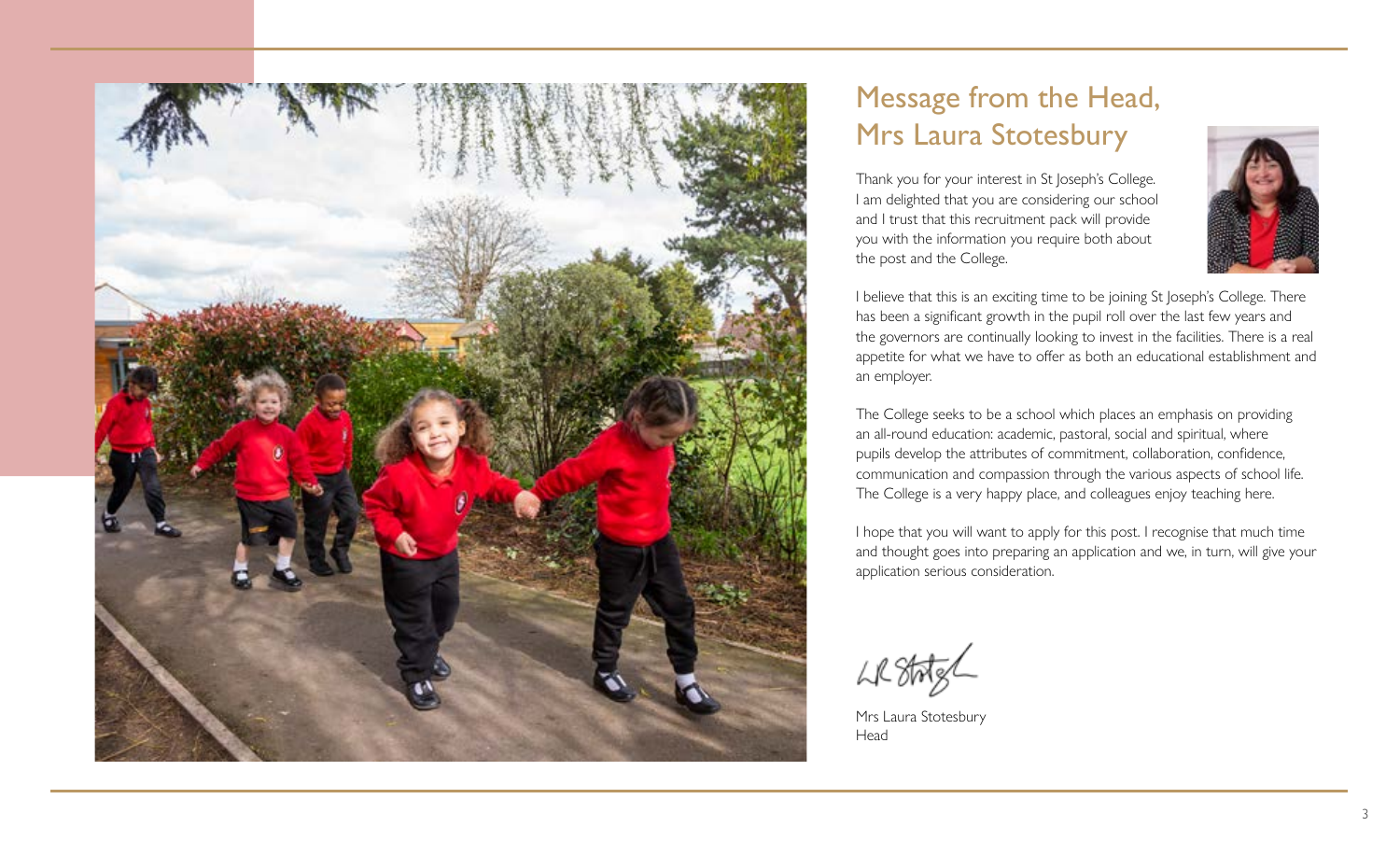# Message from the Head, Mrs Laura Stotesbury

Thank you for your interest in St Joseph's College. I am delighted that you are considering our school and I trust that this recruitment pack will provide you with the information you require both about the post and the College.

I believe that this is an exciting time to be joining St Joseph's College. There has been a significant growth in the pupil roll over the last few years and the governors are continually looking to invest in the facilities. There is a real appetite for what we have to offer as both an educational establishment and an employer.

The College seeks to be a school which places an emphasis on providing an all-round education: academic, pastoral, social and spiritual, where pupils develop the attributes of commitment, collaboration, confidence, communication and compassion through the various aspects of school life. The College is a very happy place, and colleagues enjoy teaching here.

I hope that you will want to apply for this post. I recognise that much time and thought goes into preparing an application and we, in turn, will give your application serious consideration.

Mrs Laura Stotesbury
Head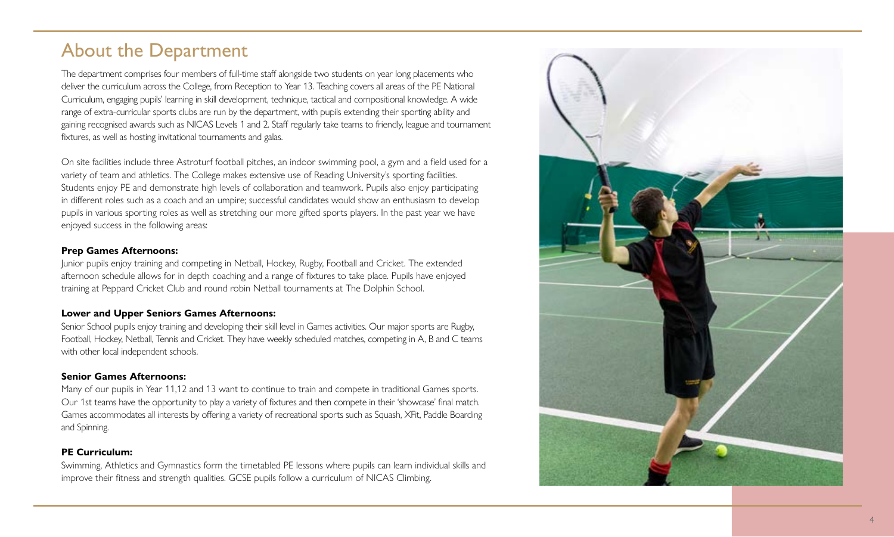# About the Department

The department comprises four members of full-time staff alongside two students on year long placements who deliver the curriculum across the College, from Reception to Year 13. Teaching covers all areas of the PE National Curriculum, engaging pupils' learning in skill development, technique, tactical and compositional knowledge. A wide range of extra-curricular sports clubs are run by the department, with pupils extending their sporting ability and gaining recognised awards such as NICAS Levels 1 and 2. Staff regularly take teams to friendly, league and tournament fixtures, as well as hosting invitational tournaments and galas.

On site facilities include three Astroturf football pitches, an indoor swimming pool, a gym and a field used for a variety of team and athletics. The College makes extensive use of Reading University's sporting facilities. Students enjoy PE and demonstrate high levels of collaboration and teamwork. Pupils also enjoy participating in different roles such as a coach and an umpire; successful candidates would show an enthusiasm to develop pupils in various sporting roles as well as stretching our more gifted sports players. In the past year we have enjoyed success in the following areas:

**Prep Games Afternoons:**

Junior pupils enjoy training and competing in Netball, Hockey, Rugby, Football and Cricket. The extended afternoon schedule allows for in depth coaching and a range of fixtures to take place. Pupils have enjoyed training at Peppard Cricket Club and round robin Netball tournaments at The Dolphin School.

**Lower and Upper Seniors Games Afternoons:**

Senior School pupils enjoy training and developing their skill level in Games activities. Our major sports are Rugby, Football, Hockey, Netball, Tennis and Cricket. They have weekly scheduled matches, competing in A, B and C teams with other local independent schools.

**Senior Games Afternoons:**

Many of our pupils in Year 11,12 and 13 want to continue to train and compete in traditional Games sports. Our 1st teams have the opportunity to play a variety of fixtures and then compete in their 'showcase' final match. Games accommodates all interests by offering a variety of recreational sports such as Squash, XFit, Paddle Boarding and Spinning.

**PE Curriculum:**

Swimming, Athletics and Gymnastics form the timetabled PE lessons where pupils can learn individual skills and improve their fitness and strength qualities. GCSE pupils follow a curriculum of NICAS Climbing.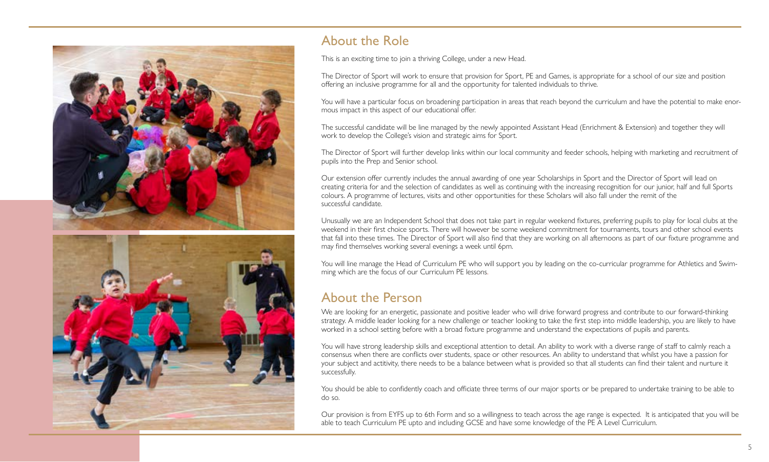## About the Role

This is an exciting time to join a thriving College, under a new Head.

The Director of Sport will work to ensure that provision for Sport, PE and Games, is appropriate for a school of our size and position offering an inclusive programme for all and the opportunity for talented individuals to thrive.

You will have a particular focus on broadening participation in areas that reach beyond the curriculum and have the potential to make enormous impact in this aspect of our educational offer.

The successful candidate will be line managed by the newly appointed Assistant Head (Enrichment & Extension) and together they will work to develop the College's vision and strategic aims for Sport.

The Director of Sport will further develop links within our local community and feeder schools, helping with marketing and recruitment of pupils into the Prep and Senior school.

Our extension offer currently includes the annual awarding of one year Scholarships in Sport and the Director of Sport will lead on creating criteria for and the selection of candidates as well as continuing with the increasing recognition for our junior, half and full Sports colours. A programme of lectures, visits and other opportunities for these Scholars will also fall under the remit of the successful candidate.

Unusually we are an Independent School that does not take part in regular weekend fixtures, preferring pupils to play for local clubs at the weekend in their first choice sports. There will however be some weekend commitment for tournaments, tours and other school events that fall into these times. The Director of Sport will also find that they are working on all afternoons as part of our fixture programme and may find themselves working several evenings a week until 6pm.

You will line manage the Head of Curriculum PE who will support you by leading on the co-curricular programme for Athletics and Swimming which are the focus of our Curriculum PE lessons.

## About the Person

We are looking for an energetic, passionate and positive leader who will drive forward progress and contribute to our forward-thinking strategy. A middle leader looking for a new challenge or teacher looking to take the first step into middle leadership, you are likely to have worked in a school setting before with a broad fixture programme and understand the expectations of pupils and parents.

You will have strong leadership skills and exceptional attention to detail. An ability to work with a diverse range of staff to calmly reach a consensus when there are conflicts over students, space or other resources. An ability to understand that whilst you have a passion for your subject and actitivity, there needs to be a balance between what is provided so that all students can find their talent and nurture it successfully.

You should be able to confidently coach and officiate three terms of our major sports or be prepared to undertake training to be able to do so.

Our provision is from EYFS up to 6th Form and so a willingness to teach across the age range is expected. It is anticipated that you will be able to teach Curriculum PE upto and including GCSE and have some knowledge of the PE A Level Curriculum.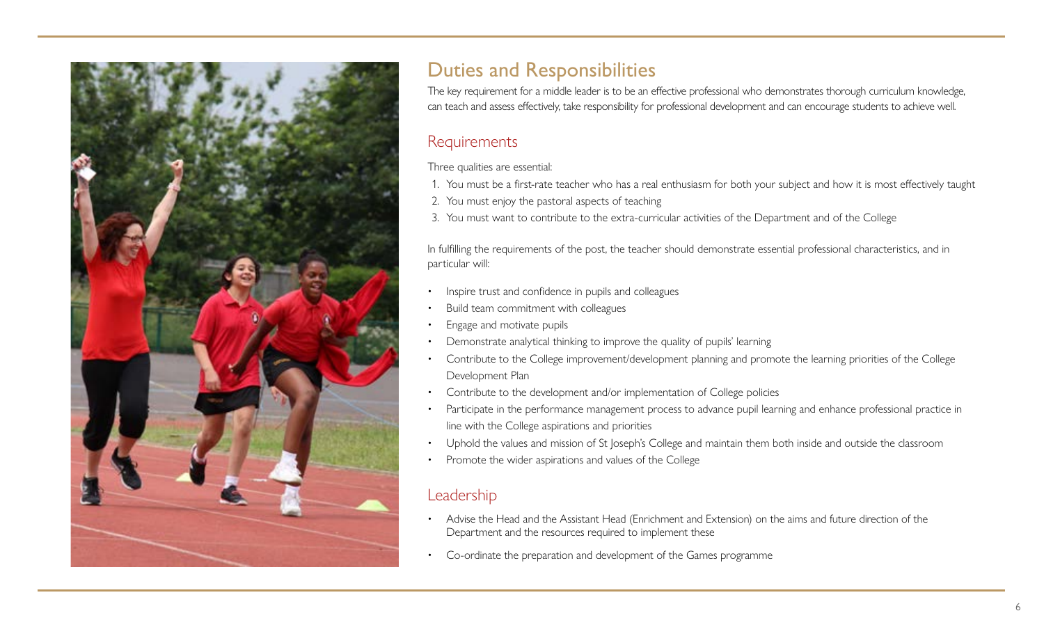## Duties and Responsibilities

The key requirement for a middle leader is to be an effective professional who demonstrates thorough curriculum knowledge, can teach and assess effectively, take responsibility for professional development and can encourage students to achieve well.

### Requirements

Three qualities are essential:

1. You must be a first-rate teacher who has a real enthusiasm for both your subject and how it is most effectively taught
2. You must enjoy the pastoral aspects of teaching
3. You must want to contribute to the extra-curricular activities of the Department and of the College

In fulfilling the requirements of the post, the teacher should demonstrate essential professional characteristics, and in particular will:

- Inspire trust and confidence in pupils and colleagues
- Build team commitment with colleagues
- Engage and motivate pupils
- Demonstrate analytical thinking to improve the quality of pupils' learning
- Contribute to the College improvement/development planning and promote the learning priorities of the College Development Plan
- Contribute to the development and/or implementation of College policies
- Participate in the performance management process to advance pupil learning and enhance professional practice in line with the College aspirations and priorities
- Uphold the values and mission of St Joseph's College and maintain them both inside and outside the classroom
- Promote the wider aspirations and values of the College

### Leadership

- Advise the Head and the Assistant Head (Enrichment and Extension) on the aims and future direction of the Department and the resources required to implement these
- Co-ordinate the preparation and development of the Games programme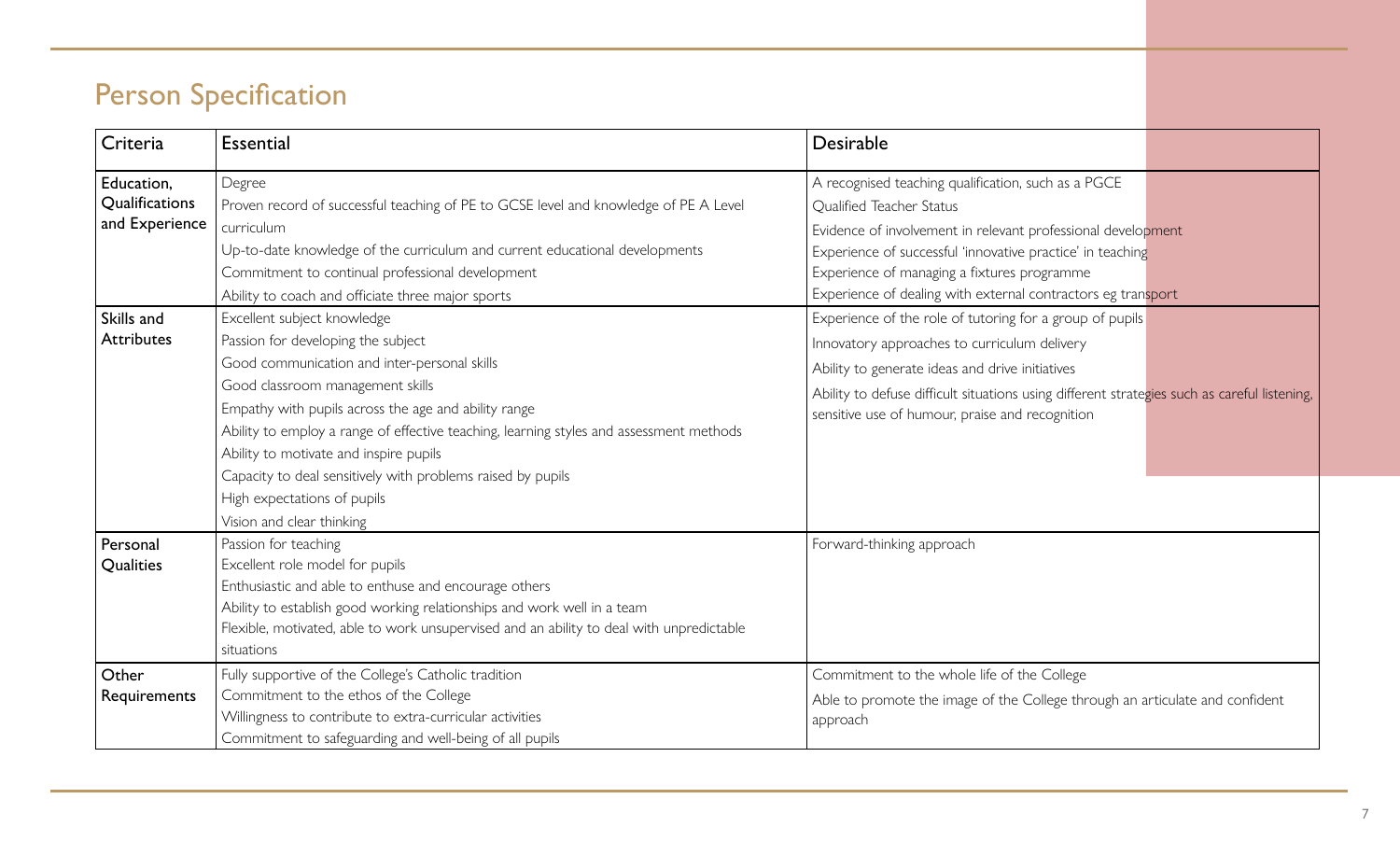# Person Specification

| Criteria | Essential | Desirable |
| --- | --- | --- |
| Education, Qualifications and Experience | Degree<br>Proven record of successful teaching of PE to GCSE level and knowledge of PE A Level curriculum<br>Up-to-date knowledge of the curriculum and current educational developments<br>Commitment to continual professional development<br>Ability to coach and officiate three major sports | A recognised teaching qualification, such as a PGCE<br>Qualified Teacher Status<br>Evidence of involvement in relevant professional development<br>Experience of successful 'innovative practice' in teaching<br>Experience of managing a fixtures programme<br>Experience of dealing with external contractors eg transport |
| Skills and Attributes | Excellent subject knowledge<br>Passion for developing the subject<br>Good communication and inter-personal skills<br>Good classroom management skills<br>Empathy with pupils across the age and ability range<br>Ability to employ a range of effective teaching, learning styles and assessment methods<br>Ability to motivate and inspire pupils<br>Capacity to deal sensitively with problems raised by pupils<br>High expectations of pupils<br>Vision and clear thinking | Experience of the role of tutoring for a group of pupils<br>Innovatory approaches to curriculum delivery<br>Ability to generate ideas and drive initiatives<br>Ability to defuse difficult situations using different strategies such as careful listening, sensitive use of humour, praise and recognition |
| Personal Qualities | Passion for teaching<br>Excellent role model for pupils<br>Enthusiastic and able to enthuse and encourage others<br>Ability to establish good working relationships and work well in a team<br>Flexible, motivated, able to work unsupervised and an ability to deal with unpredictable situations | Forward-thinking approach |
| Other Requirements | Fully supportive of the College's Catholic tradition<br>Commitment to the ethos of the College<br>Willingness to contribute to extra-curricular activities<br>Commitment to safeguarding and well-being of all pupils | Commitment to the whole life of the College<br>Able to promote the image of the College through an articulate and confident approach |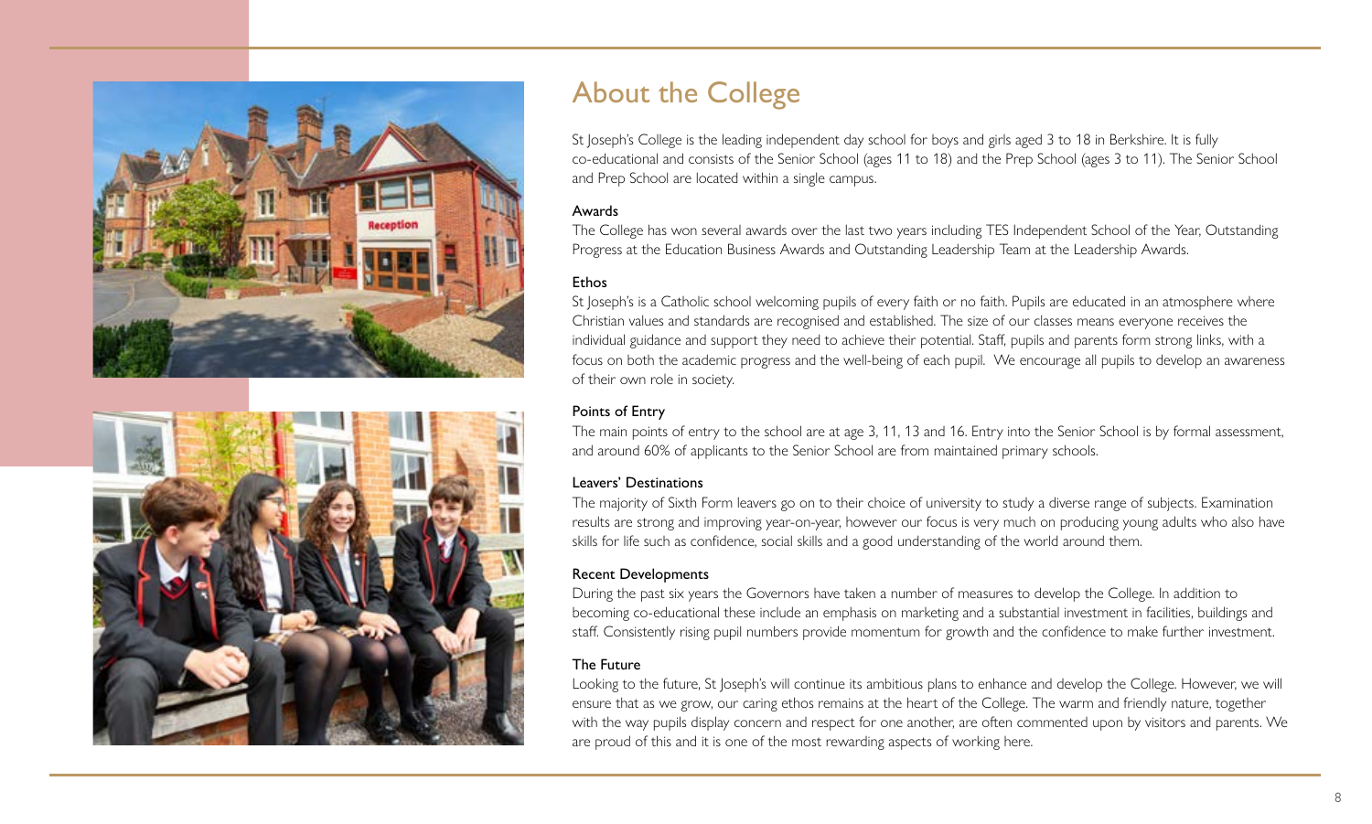# About the College

St Joseph's College is the leading independent day school for boys and girls aged 3 to 18 in Berkshire. It is fully co-educational and consists of the Senior School (ages 11 to 18) and the Prep School (ages 3 to 11). The Senior School and Prep School are located within a single campus.

### Awards

The College has won several awards over the last two years including TES Independent School of the Year, Outstanding Progress at the Education Business Awards and Outstanding Leadership Team at the Leadership Awards.

### Ethos

St Joseph's is a Catholic school welcoming pupils of every faith or no faith. Pupils are educated in an atmosphere where Christian values and standards are recognised and established. The size of our classes means everyone receives the individual guidance and support they need to achieve their potential. Staff, pupils and parents form strong links, with a focus on both the academic progress and the well-being of each pupil. We encourage all pupils to develop an awareness of their own role in society.

### Points of Entry

The main points of entry to the school are at age 3, 11, 13 and 16. Entry into the Senior School is by formal assessment, and around 60% of applicants to the Senior School are from maintained primary schools.

### Leavers' Destinations

The majority of Sixth Form leavers go on to their choice of university to study a diverse range of subjects. Examination results are strong and improving year-on-year, however our focus is very much on producing young adults who also have skills for life such as confidence, social skills and a good understanding of the world around them.

### Recent Developments

During the past six years the Governors have taken a number of measures to develop the College. In addition to becoming co-educational these include an emphasis on marketing and a substantial investment in facilities, buildings and staff. Consistently rising pupil numbers provide momentum for growth and the confidence to make further investment.

### The Future

Looking to the future, St Joseph's will continue its ambitious plans to enhance and develop the College. However, we will ensure that as we grow, our caring ethos remains at the heart of the College. The warm and friendly nature, together with the way pupils display concern and respect for one another, are often commented upon by visitors and parents. We are proud of this and it is one of the most rewarding aspects of working here.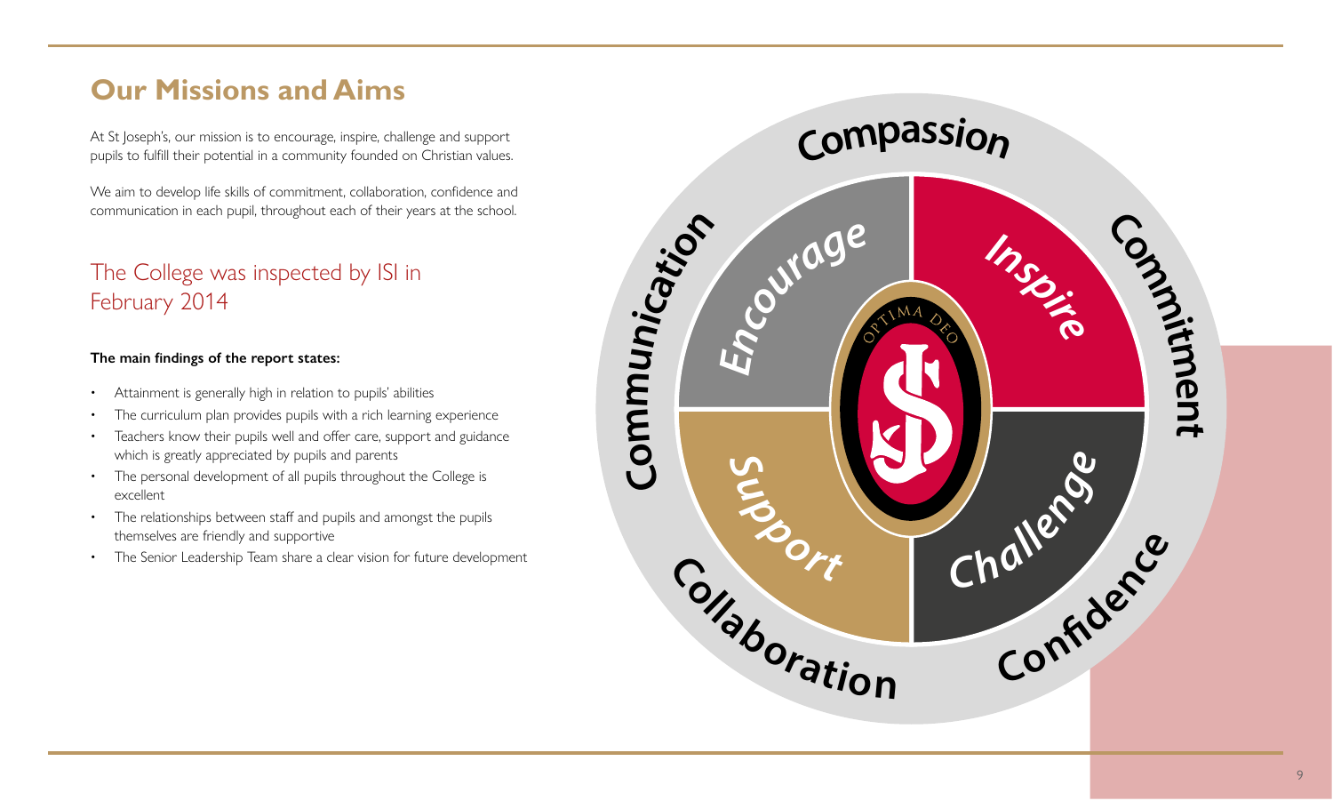## Our Missions and Aims

At St Joseph's, our mission is to encourage, inspire, challenge and support pupils to fulfill their potential in a community founded on Christian values.

We aim to develop life skills of commitment, collaboration, confidence and communication in each pupil, throughout each of their years at the school.

### The College was inspected by ISI in February 2014

**The main findings of the report states:**

- Attainment is generally high in relation to pupils' abilities
- The curriculum plan provides pupils with a rich learning experience
- Teachers know their pupils well and offer care, support and guidance which is greatly appreciated by pupils and parents
- The personal development of all pupils throughout the College is excellent
- The relationships between staff and pupils and amongst the pupils themselves are friendly and supportive
- The Senior Leadership Team share a clear vision for future development

Compassion

Communication

Commitment

Collaboration

Confidence

Encourage

Inspire

Support

Challenge

OPTIMA DEO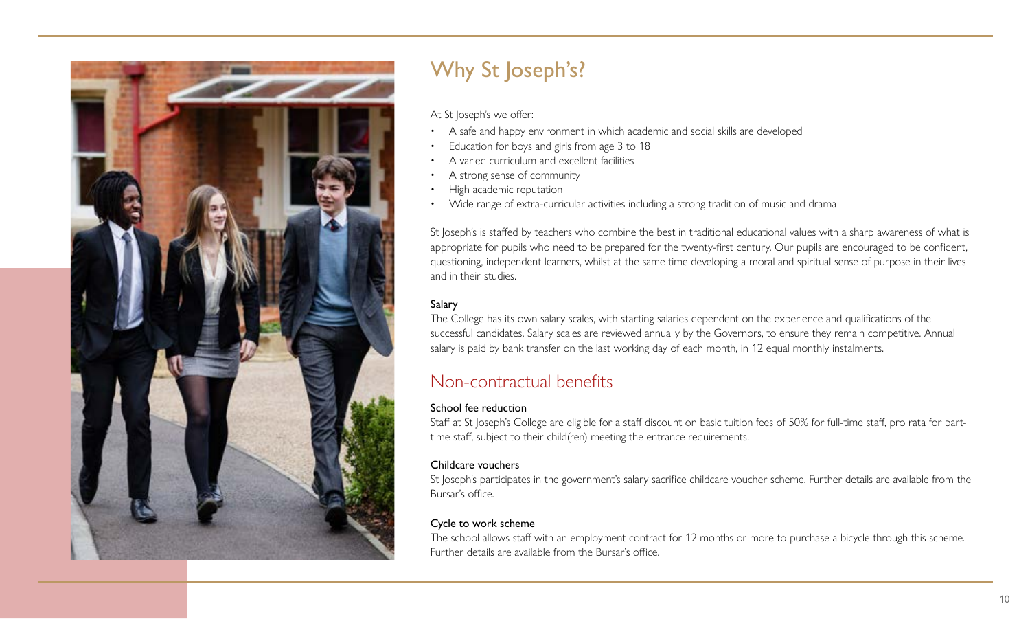## Why St Joseph's?

At St Joseph's we offer:

- A safe and happy environment in which academic and social skills are developed
- Education for boys and girls from age 3 to 18
- A varied curriculum and excellent facilities
- A strong sense of community
- High academic reputation
- Wide range of extra-curricular activities including a strong tradition of music and drama

St Joseph's is staffed by teachers who combine the best in traditional educational values with a sharp awareness of what is appropriate for pupils who need to be prepared for the twenty-first century. Our pupils are encouraged to be confident, questioning, independent learners, whilst at the same time developing a moral and spiritual sense of purpose in their lives and in their studies.

### Salary

The College has its own salary scales, with starting salaries dependent on the experience and qualifications of the successful candidates. Salary scales are reviewed annually by the Governors, to ensure they remain competitive. Annual salary is paid by bank transfer on the last working day of each month, in 12 equal monthly instalments.

## Non-contractual benefits

### School fee reduction

Staff at St Joseph's College are eligible for a staff discount on basic tuition fees of 50% for full-time staff, pro rata for part-time staff, subject to their child(ren) meeting the entrance requirements.

### Childcare vouchers

St Joseph's participates in the government's salary sacrifice childcare voucher scheme. Further details are available from the Bursar's office.

### Cycle to work scheme

The school allows staff with an employment contract for 12 months or more to purchase a bicycle through this scheme. Further details are available from the Bursar's office.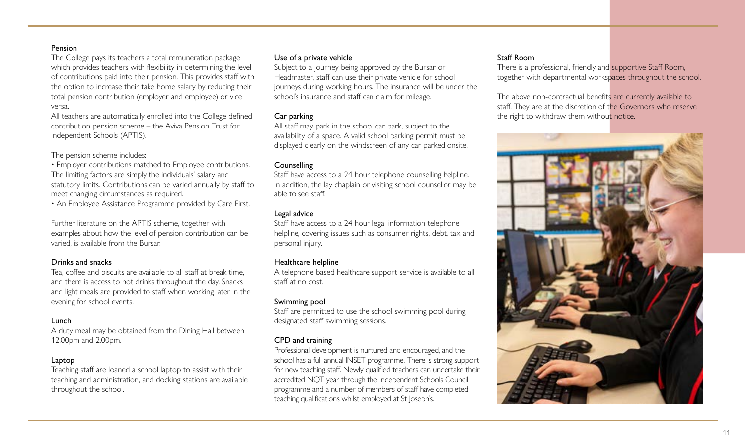### Pension

The College pays its teachers a total remuneration package which provides teachers with flexibility in determining the level of contributions paid into their pension. This provides staff with the option to increase their take home salary by reducing their total pension contribution (employer and employee) or vice versa.

All teachers are automatically enrolled into the College defined contribution pension scheme – the Aviva Pension Trust for Independent Schools (APTIS).

The pension scheme includes:

- Employer contributions matched to Employee contributions. The limiting factors are simply the individuals' salary and statutory limits. Contributions can be varied annually by staff to meet changing circumstances as required.
- An Employee Assistance Programme provided by Care First.

Further literature on the APTIS scheme, together with examples about how the level of pension contribution can be varied, is available from the Bursar.

### Drinks and snacks

Tea, coffee and biscuits are available to all staff at break time, and there is access to hot drinks throughout the day. Snacks and light meals are provided to staff when working later in the evening for school events.

### Lunch

A duty meal may be obtained from the Dining Hall between 12.00pm and 2.00pm.

### Laptop

Teaching staff are loaned a school laptop to assist with their teaching and administration, and docking stations are available throughout the school.

### Use of a private vehicle

Subject to a journey being approved by the Bursar or Headmaster, staff can use their private vehicle for school journeys during working hours. The insurance will be under the school's insurance and staff can claim for mileage.

### Car parking

All staff may park in the school car park, subject to the availability of a space. A valid school parking permit must be displayed clearly on the windscreen of any car parked onsite.

### Counselling

Staff have access to a 24 hour telephone counselling helpline. In addition, the lay chaplain or visiting school counsellor may be able to see staff.

### Legal advice

Staff have access to a 24 hour legal information telephone helpline, covering issues such as consumer rights, debt, tax and personal injury.

### Healthcare helpline

A telephone based healthcare support service is available to all staff at no cost.

### Swimming pool

Staff are permitted to use the school swimming pool during designated staff swimming sessions.

### CPD and training

Professional development is nurtured and encouraged, and the school has a full annual INSET programme. There is strong support for new teaching staff. Newly qualified teachers can undertake their accredited NQT year through the Independent Schools Council programme and a number of members of staff have completed teaching qualifications whilst employed at St Joseph's.

### Staff Room

There is a professional, friendly and supportive Staff Room, together with departmental workspaces throughout the school.

The above non-contractual benefits are currently available to staff. They are at the discretion of the Governors who reserve the right to withdraw them without notice.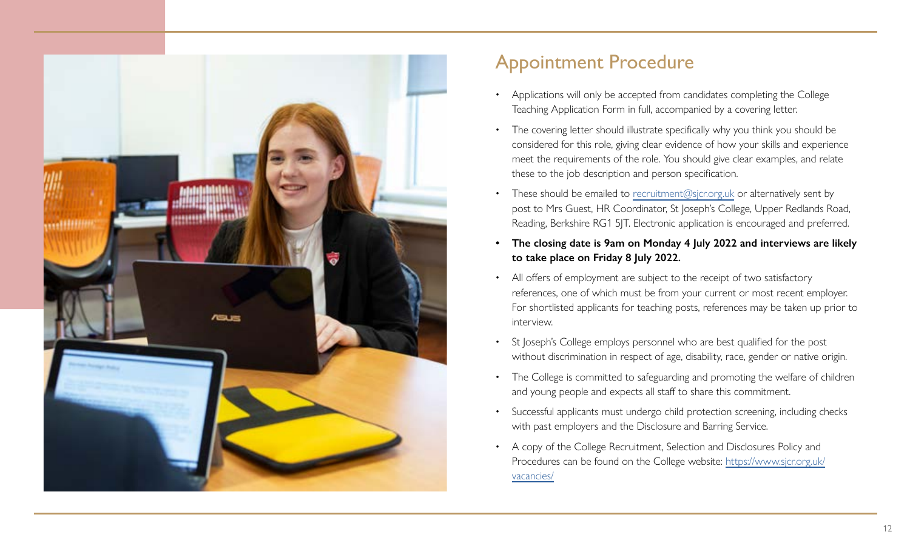## Appointment Procedure

- Applications will only be accepted from candidates completing the College Teaching Application Form in full, accompanied by a covering letter.
- The covering letter should illustrate specifically why you think you should be considered for this role, giving clear evidence of how your skills and experience meet the requirements of the role. You should give clear examples, and relate these to the job description and person specification.
- These should be emailed to recruitment@sjcr.org.uk or alternatively sent by post to Mrs Guest, HR Coordinator, St Joseph's College, Upper Redlands Road, Reading, Berkshire RG1 5JT. Electronic application is encouraged and preferred.
- **The closing date is 9am on Monday 4 July 2022 and interviews are likely to take place on Friday 8 July 2022.**
- All offers of employment are subject to the receipt of two satisfactory references, one of which must be from your current or most recent employer. For shortlisted applicants for teaching posts, references may be taken up prior to interview.
- St Joseph's College employs personnel who are best qualified for the post without discrimination in respect of age, disability, race, gender or native origin.
- The College is committed to safeguarding and promoting the welfare of children and young people and expects all staff to share this commitment.
- Successful applicants must undergo child protection screening, including checks with past employers and the Disclosure and Barring Service.
- A copy of the College Recruitment, Selection and Disclosures Policy and Procedures can be found on the College website: https://www.sjcr.org.uk/vacancies/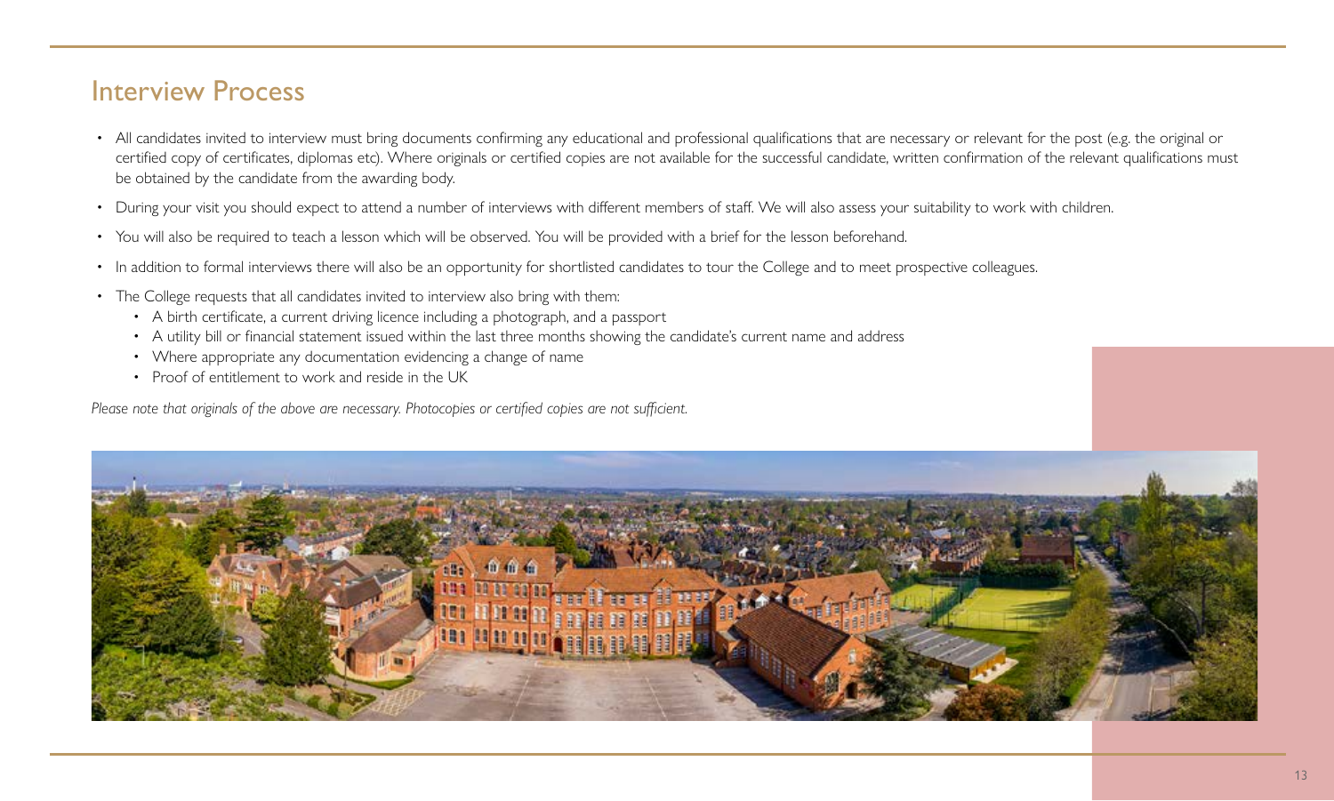## Interview Process

- All candidates invited to interview must bring documents confirming any educational and professional qualifications that are necessary or relevant for the post (e.g. the original or certified copy of certificates, diplomas etc). Where originals or certified copies are not available for the successful candidate, written confirmation of the relevant qualifications must be obtained by the candidate from the awarding body.
- During your visit you should expect to attend a number of interviews with different members of staff. We will also assess your suitability to work with children.
- You will also be required to teach a lesson which will be observed. You will be provided with a brief for the lesson beforehand.
- In addition to formal interviews there will also be an opportunity for shortlisted candidates to tour the College and to meet prospective colleagues.
- The College requests that all candidates invited to interview also bring with them:
  - A birth certificate, a current driving licence including a photograph, and a passport
  - A utility bill or financial statement issued within the last three months showing the candidate's current name and address
  - Where appropriate any documentation evidencing a change of name
  - Proof of entitlement to work and reside in the UK

*Please note that originals of the above are necessary. Photocopies or certified copies are not sufficient.*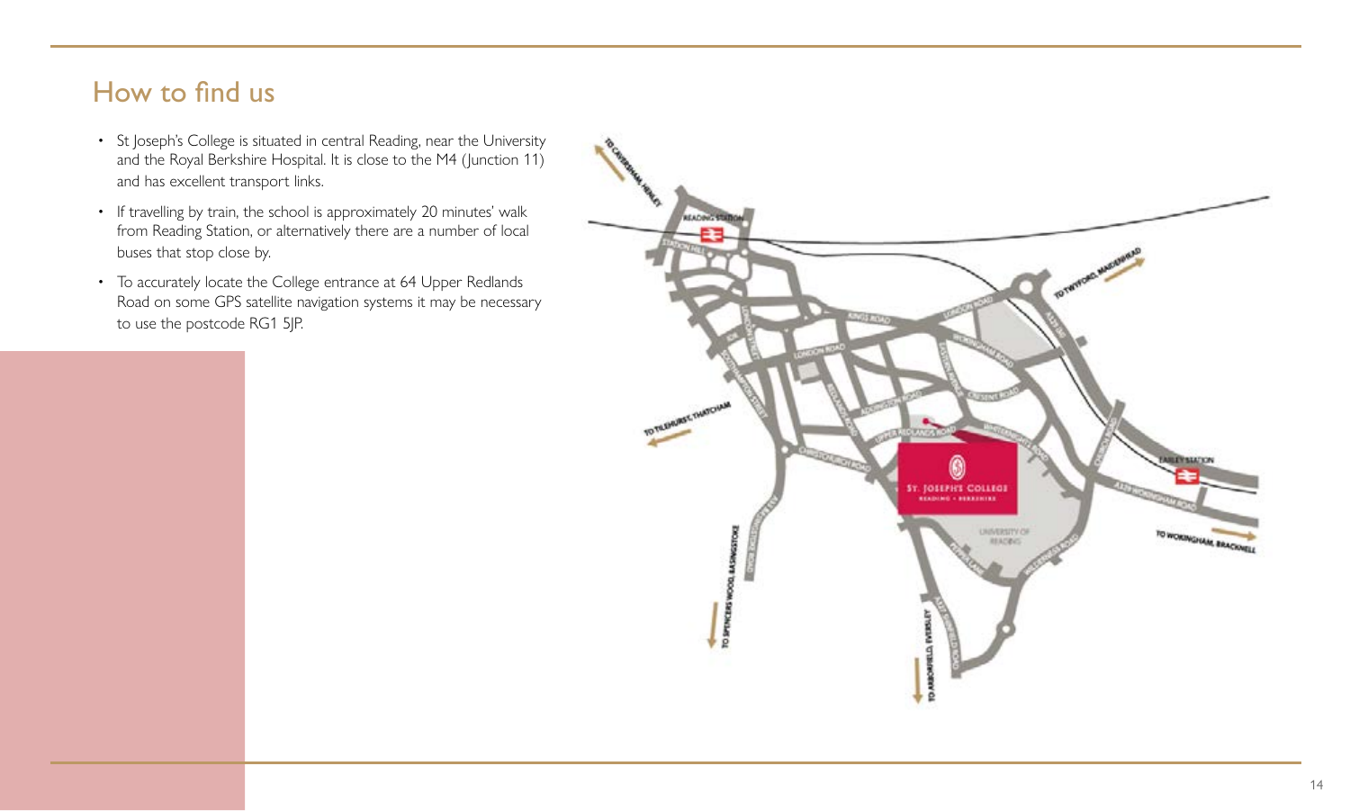# How to find us

- St Joseph's College is situated in central Reading, near the University and the Royal Berkshire Hospital. It is close to the M4 (Junction 11) and has excellent transport links.
- If travelling by train, the school is approximately 20 minutes' walk from Reading Station, or alternatively there are a number of local buses that stop close by.
- To accurately locate the College entrance at 64 Upper Redlands Road on some GPS satellite navigation systems it may be necessary to use the postcode RG1 5JP.